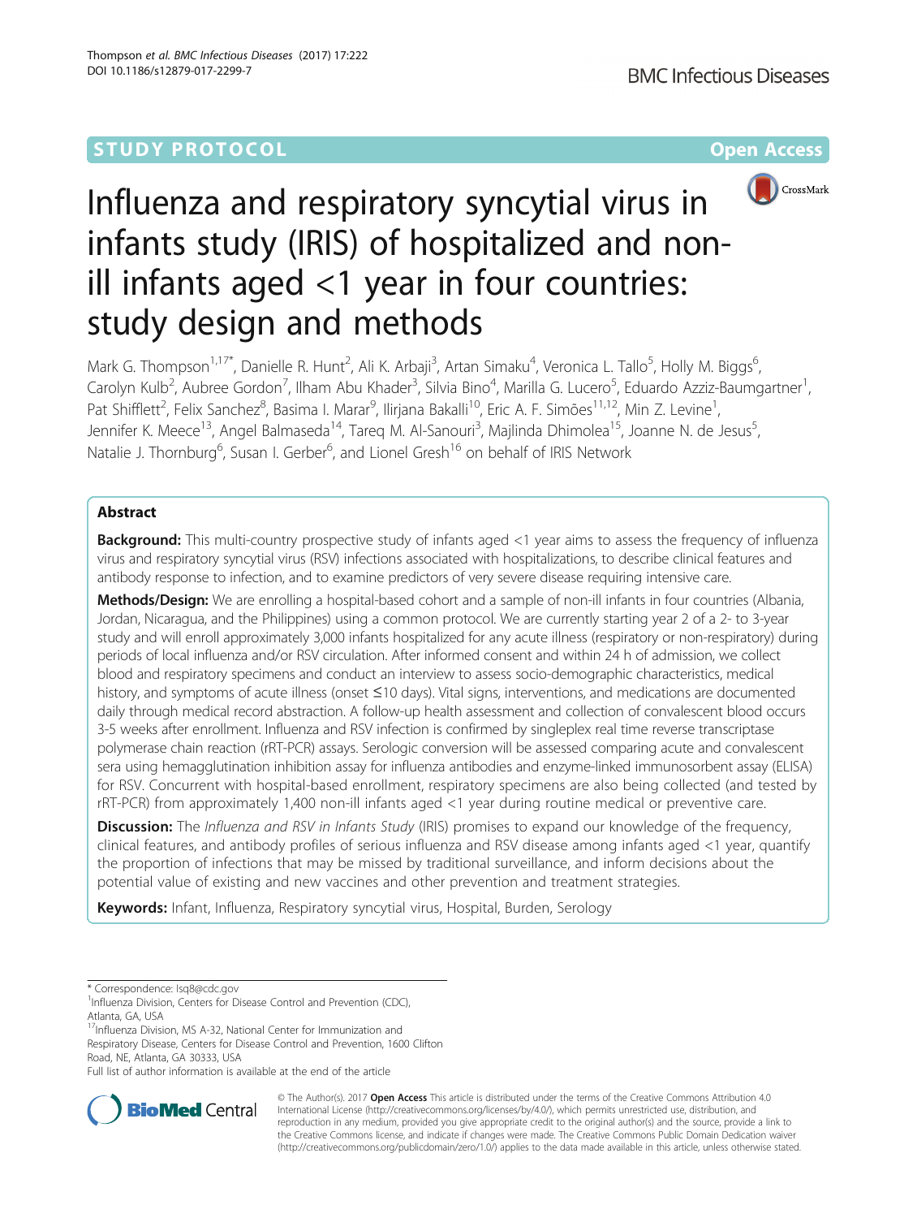STUDY PROTOCOL **Open Access**

# Influenza and respiratory syncytial virus in infants study (IRIS) of hospitalized and non-ill infants aged <1 year in four countries: study design and methods

Mark G. Thompson[1,17*], Danielle R. Hunt[2], Ali K. Arbaji[3], Artan Simaku[4], Veronica L. Tallo[5], Holly M. Biggs[6], Carolyn Kulb[2], Aubree Gordon[7], Ilham Abu Khader[3], Silvia Bino[4], Marilla G. Lucero[5], Eduardo Azziz-Baumgartner[1], Pat Shifflett[2], Felix Sanchez[8], Basima I. Marar[9], Ilirjana Bakalli[10], Eric A. F. Simões[11,12], Min Z. Levine[1], Jennifer K. Meece[13], Angel Balmaseda[14], Tareq M. Al-Sanouri[3], Majlinda Dhimolea[15], Joanne N. de Jesus[5], Natalie J. Thornburg[6], Susan I. Gerber[6], and Lionel Gresh[16] on behalf of IRIS Network

## Abstract

**Background:** This multi-country prospective study of infants aged <1 year aims to assess the frequency of influenza virus and respiratory syncytial virus (RSV) infections associated with hospitalizations, to describe clinical features and antibody response to infection, and to examine predictors of very severe disease requiring intensive care.

**Methods/Design:** We are enrolling a hospital-based cohort and a sample of non-ill infants in four countries (Albania, Jordan, Nicaragua, and the Philippines) using a common protocol. We are currently starting year 2 of a 2- to 3-year study and will enroll approximately 3,000 infants hospitalized for any acute illness (respiratory or non-respiratory) during periods of local influenza and/or RSV circulation. After informed consent and within 24 h of admission, we collect blood and respiratory specimens and conduct an interview to assess socio-demographic characteristics, medical history, and symptoms of acute illness (onset ≤10 days). Vital signs, interventions, and medications are documented daily through medical record abstraction. A follow-up health assessment and collection of convalescent blood occurs 3-5 weeks after enrollment. Influenza and RSV infection is confirmed by singleplex real time reverse transcriptase polymerase chain reaction (rRT-PCR) assays. Serologic conversion will be assessed comparing acute and convalescent sera using hemagglutination inhibition assay for influenza antibodies and enzyme-linked immunosorbent assay (ELISA) for RSV. Concurrent with hospital-based enrollment, respiratory specimens are also being collected (and tested by rRT-PCR) from approximately 1,400 non-ill infants aged <1 year during routine medical or preventive care.

**Discussion:** The *Influenza and RSV in Infants Study* (IRIS) promises to expand our knowledge of the frequency, clinical features, and antibody profiles of serious influenza and RSV disease among infants aged <1 year, quantify the proportion of infections that may be missed by traditional surveillance, and inform decisions about the potential value of existing and new vaccines and other prevention and treatment strategies.

**Keywords:** Infant, Influenza, Respiratory syncytial virus, Hospital, Burden, Serology

\* Correspondence: lsq8@cdc.gov
[1]Influenza Division, Centers for Disease Control and Prevention (CDC), Atlanta, GA, USA
[17]Influenza Division, MS A-32, National Center for Immunization and Respiratory Disease, Centers for Disease Control and Prevention, 1600 Clifton Road, NE, Atlanta, GA 30333, USA
Full list of author information is available at the end of the article

© The Author(s). 2017 **Open Access** This article is distributed under the terms of the Creative Commons Attribution 4.0 International License (http://creativecommons.org/licenses/by/4.0/), which permits unrestricted use, distribution, and reproduction in any medium, provided you give appropriate credit to the original author(s) and the source, provide a link to the Creative Commons license, and indicate if changes were made. The Creative Commons Public Domain Dedication waiver (http://creativecommons.org/publicdomain/zero/1.0/) applies to the data made available in this article, unless otherwise stated.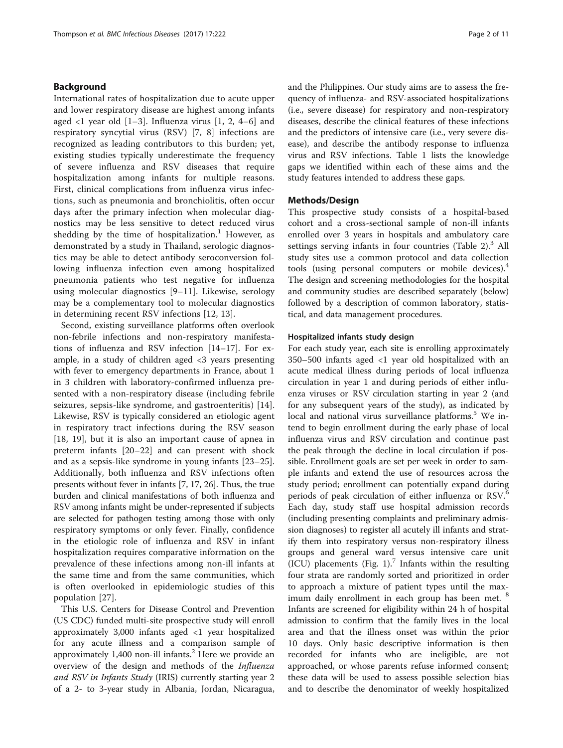## Background

International rates of hospitalization due to acute upper and lower respiratory disease are highest among infants aged <1 year old [1–3]. Influenza virus [1, 2, 4–6] and respiratory syncytial virus (RSV) [7, 8] infections are recognized as leading contributors to this burden; yet, existing studies typically underestimate the frequency of severe influenza and RSV diseases that require hospitalization among infants for multiple reasons. First, clinical complications from influenza virus infections, such as pneumonia and bronchiolitis, often occur days after the primary infection when molecular diagnostics may be less sensitive to detect reduced virus shedding by the time of hospitalization.[1] However, as demonstrated by a study in Thailand, serologic diagnostics may be able to detect antibody seroconversion following influenza infection even among hospitalized pneumonia patients who test negative for influenza using molecular diagnostics [9–11]. Likewise, serology may be a complementary tool to molecular diagnostics in determining recent RSV infections [12, 13].

Second, existing surveillance platforms often overlook non-febrile infections and non-respiratory manifestations of influenza and RSV infection [14–17]. For example, in a study of children aged <3 years presenting with fever to emergency departments in France, about 1 in 3 children with laboratory-confirmed influenza presented with a non-respiratory disease (including febrile seizures, sepsis-like syndrome, and gastroenteritis) [14]. Likewise, RSV is typically considered an etiologic agent in respiratory tract infections during the RSV season [18, 19], but it is also an important cause of apnea in preterm infants [20–22] and can present with shock and as a sepsis-like syndrome in young infants [23–25]. Additionally, both influenza and RSV infections often presents without fever in infants [7, 17, 26]. Thus, the true burden and clinical manifestations of both influenza and RSV among infants might be under-represented if subjects are selected for pathogen testing among those with only respiratory symptoms or only fever. Finally, confidence in the etiologic role of influenza and RSV in infant hospitalization requires comparative information on the prevalence of these infections among non-ill infants at the same time and from the same communities, which is often overlooked in epidemiologic studies of this population [27].

This U.S. Centers for Disease Control and Prevention (US CDC) funded multi-site prospective study will enroll approximately 3,000 infants aged <1 year hospitalized for any acute illness and a comparison sample of approximately 1,400 non-ill infants.[2] Here we provide an overview of the design and methods of the *Influenza and RSV in Infants Study* (IRIS) currently starting year 2 of a 2- to 3-year study in Albania, Jordan, Nicaragua, and the Philippines. Our study aims are to assess the frequency of influenza- and RSV-associated hospitalizations (i.e., severe disease) for respiratory and non-respiratory diseases, describe the clinical features of these infections and the predictors of intensive care (i.e., very severe disease), and describe the antibody response to influenza virus and RSV infections. Table 1 lists the knowledge gaps we identified within each of these aims and the study features intended to address these gaps.

## Methods/Design

This prospective study consists of a hospital-based cohort and a cross-sectional sample of non-ill infants enrolled over 3 years in hospitals and ambulatory care settings serving infants in four countries (Table 2).[3] All study sites use a common protocol and data collection tools (using personal computers or mobile devices).[4] The design and screening methodologies for the hospital and community studies are described separately (below) followed by a description of common laboratory, statistical, and data management procedures.

### Hospitalized infants study design

For each study year, each site is enrolling approximately 350–500 infants aged <1 year old hospitalized with an acute medical illness during periods of local influenza circulation in year 1 and during periods of either influenza viruses or RSV circulation starting in year 2 (and for any subsequent years of the study), as indicated by local and national virus surveillance platforms.[5] We intend to begin enrollment during the early phase of local influenza virus and RSV circulation and continue past the peak through the decline in local circulation if possible. Enrollment goals are set per week in order to sample infants and extend the use of resources across the study period; enrollment can potentially expand during periods of peak circulation of either influenza or RSV.[6] Each day, study staff use hospital admission records (including presenting complaints and preliminary admission diagnoses) to register all acutely ill infants and stratify them into respiratory versus non-respiratory illness groups and general ward versus intensive care unit (ICU) placements (Fig. 1).[7] Infants within the resulting four strata are randomly sorted and prioritized in order to approach a mixture of patient types until the maximum daily enrollment in each group has been met. [8] Infants are screened for eligibility within 24 h of hospital admission to confirm that the family lives in the local area and that the illness onset was within the prior 10 days. Only basic descriptive information is then recorded for infants who are ineligible, are not approached, or whose parents refuse informed consent; these data will be used to assess possible selection bias and to describe the denominator of weekly hospitalized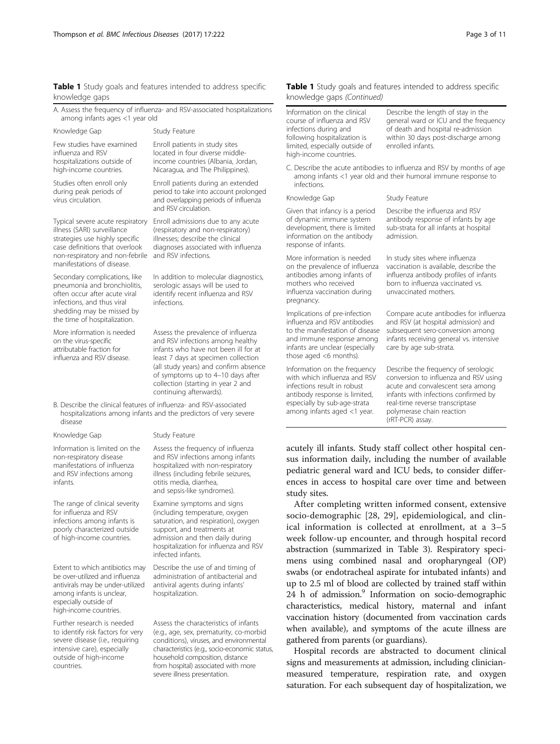**Table 1** Study goals and features intended to address specific knowledge gaps

| Knowledge Gap | Study Feature |
| --- | --- |
| **A. Assess the frequency of influenza- and RSV-associated hospitalizations among infants ages <1 year old** | |
| Few studies have examined influenza and RSV hospitalizations outside of high-income countries. | Enroll patients in study sites located in four diverse middle-income countries (Albania, Jordan, Nicaragua, and The Philippines). |
| Studies often enroll only during peak periods of virus circulation. | Enroll patients during an extended period to take into account prolonged and overlapping periods of influenza and RSV circulation. |
| Typical severe acute respiratory illness (SARI) surveillance strategies use highly specific case definitions that overlook non-respiratory and non-febrile manifestations of disease. | Enroll admissions due to any acute (respiratory and non-respiratory) illnesses; describe the clinical diagnoses associated with influenza and RSV infections. |
| Secondary complications, like pneumonia and bronchiolitis, often occur after acute viral infections, and thus viral shedding may be missed by the time of hospitalization. | In addition to molecular diagnostics, serologic assays will be used to identify recent influenza and RSV infections. |
| More information is needed on the virus-specific attributable fraction for influenza and RSV disease. | Assess the prevalence of influenza and RSV infections among healthy infants who have not been ill for at least 7 days at specimen collection (all study years) and confirm absence of symptoms up to 4–10 days after collection (starting in year 2 and continuing afterwards). |
| **B. Describe the clinical features of influenza- and RSV-associated hospitalizations among infants and the predictors of very severe disease** | |
| Information is limited on the non-respiratory disease manifestations of influenza and RSV infections among infants. | Assess the frequency of influenza and RSV infections among infants hospitalized with non-respiratory illness (including febrile seizures, otitis media, diarrhea, and sepsis-like syndromes). |
| The range of clinical severity for influenza and RSV infections among infants is poorly characterized outside of high-income countries. | Examine symptoms and signs (including temperature, oxygen saturation, and respiration), oxygen support, and treatments at admission and then daily during hospitalization for influenza and RSV infected infants. |
| Extent to which antibiotics may be over-utilized and influenza antivirals may be under-utilized among infants is unclear, especially outside of high-income countries. | Describe the use of and timing of administration of antibacterial and antiviral agents during infants' hospitalization. |
| Further research is needed to identify risk factors for very severe disease (i.e., requiring intensive care), especially outside of high-income countries. | Assess the characteristics of infants (e.g., age, sex, prematurity, co-morbid conditions), viruses, and environmental characteristics (e.g., socio-economic status, household composition, distance from hospital) associated with more severe illness presentation. |
| Information on the clinical course of influenza and RSV infections during and following hospitalization is limited, especially outside of high-income countries. | Describe the length of stay in the general ward or ICU and the frequency of death and hospital re-admission within 30 days post-discharge among enrolled infants. |
| **C. Describe the acute antibodies to influenza and RSV by months of age among infants <1 year old and their humoral immune response to infections.** | |
| Given that infancy is a period of dynamic immune system development, there is limited information on the antibody response of infants. | Describe the influenza and RSV antibody response of infants by age sub-strata for all infants at hospital admission. |
| More information is needed on the prevalence of influenza antibodies among infants of mothers who received influenza vaccination during pregnancy. | In study sites where influenza vaccination is available, describe the influenza antibody profiles of infants born to influenza vaccinated vs. unvaccinated mothers. |
| Implications of pre-infection influenza and RSV antibodies to the manifestation of disease and immune response among infants are unclear (especially those aged <6 months). | Compare acute antibodies for influenza and RSV (at hospital admission) and subsequent sero-conversion among infants receiving general vs. intensive care by age sub-strata. |
| Information on the frequency with which influenza and RSV infections result in robust antibody response is limited, especially by sub-age-strata among infants aged <1 year. | Describe the frequency of serologic conversion to influenza and RSV using acute and convalescent sera among infants with infections confirmed by real-time reverse transcriptase polymerase chain reaction (rRT-PCR) assay. |

acutely ill infants. Study staff collect other hospital census information daily, including the number of available pediatric general ward and ICU beds, to consider differences in access to hospital care over time and between study sites.

After completing written informed consent, extensive socio-demographic [28, 29], epidemiological, and clinical information is collected at enrollment, at a 3–5 week follow-up encounter, and through hospital record abstraction (summarized in Table 3). Respiratory specimens using combined nasal and oropharyngeal (OP) swabs (or endotracheal aspirate for intubated infants) and up to 2.5 ml of blood are collected by trained staff within 24 h of admission.[9] Information on socio-demographic characteristics, medical history, maternal and infant vaccination history (documented from vaccination cards when available), and symptoms of the acute illness are gathered from parents (or guardians).

Hospital records are abstracted to document clinical signs and measurements at admission, including clinician-measured temperature, respiration rate, and oxygen saturation. For each subsequent day of hospitalization, we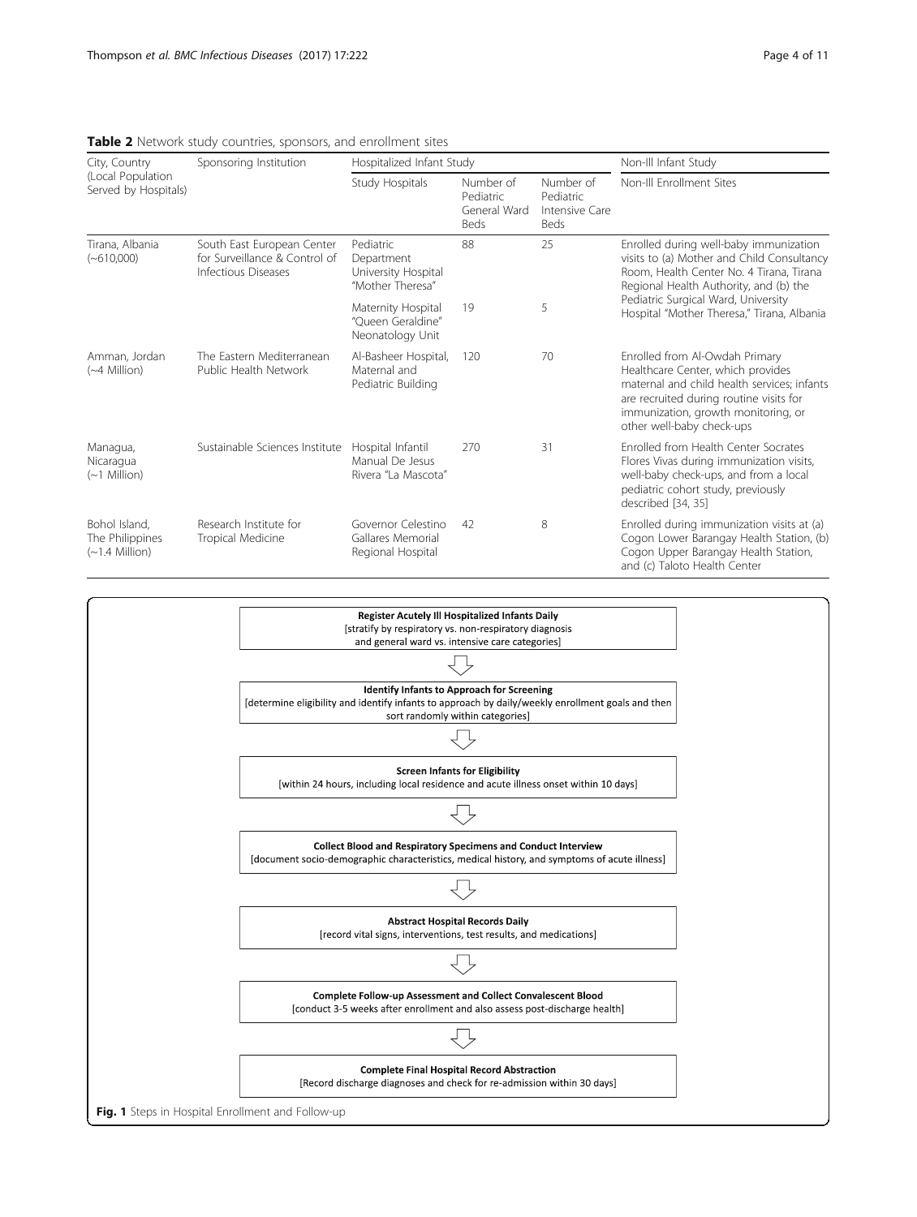**Table 2** Network study countries, sponsors, and enrollment sites

| City, Country (Local Population Served by Hospitals) | Sponsoring Institution | Hospitalized Infant Study | | | Non-Ill Infant Study |
|---|---|---|---|---|---|
| | | Study Hospitals | Number of Pediatric General Ward Beds | Number of Pediatric Intensive Care Beds | Non-Ill Enrollment Sites |
| Tirana, Albania (~610,000) | South East European Center for Surveillance & Control of Infectious Diseases | Pediatric Department University Hospital "Mother Theresa" | 88 | 25 | Enrolled during well-baby immunization visits to (a) Mother and Child Consultancy Room, Health Center No. 4 Tirana, Tirana Regional Health Authority, and (b) the Pediatric Surgical Ward, University Hospital "Mother Theresa," Tirana, Albania |
| | | Maternity Hospital "Queen Geraldine" Neonatology Unit | 19 | 5 | |
| Amman, Jordan (~4 Million) | The Eastern Mediterranean Public Health Network | Al-Basheer Hospital, Maternal and Pediatric Building | 120 | 70 | Enrolled from Al-Owdah Primary Healthcare Center, which provides maternal and child health services; infants are recruited during routine visits for immunization, growth monitoring, or other well-baby check-ups |
| Managua, Nicaragua (~1 Million) | Sustainable Sciences Institute | Hospital Infantil Manual De Jesus Rivera "La Mascota" | 270 | 31 | Enrolled from Health Center Socrates Flores Vivas during immunization visits, well-baby check-ups, and from a local pediatric cohort study, previously described [34, 35] |
| Bohol Island, The Philippines (~1.4 Million) | Research Institute for Tropical Medicine | Governor Celestino Gallares Memorial Regional Hospital | 42 | 8 | Enrolled during immunization visits at (a) Cogon Lower Barangay Health Station, (b) Cogon Upper Barangay Health Station, and (c) Taloto Health Center |

**Register Acutely Ill Hospitalized Infants Daily**
[stratify by respiratory vs. non-respiratory diagnosis and general ward vs. intensive care categories]

↓

**Identify Infants to Approach for Screening**
[determine eligibility and identify infants to approach by daily/weekly enrollment goals and then sort randomly within categories]

↓

**Screen Infants for Eligibility**
[within 24 hours, including local residence and acute illness onset within 10 days]

↓

**Collect Blood and Respiratory Specimens and Conduct Interview**
[document socio-demographic characteristics, medical history, and symptoms of acute illness]

↓

**Abstract Hospital Records Daily**
[record vital signs, interventions, test results, and medications]

↓

**Complete Follow-up Assessment and Collect Convalescent Blood**
[conduct 3-5 weeks after enrollment and also assess post-discharge health]

↓

**Complete Final Hospital Record Abstraction**
[Record discharge diagnoses and check for re-admission within 30 days]

**Fig. 1** Steps in Hospital Enrollment and Follow-up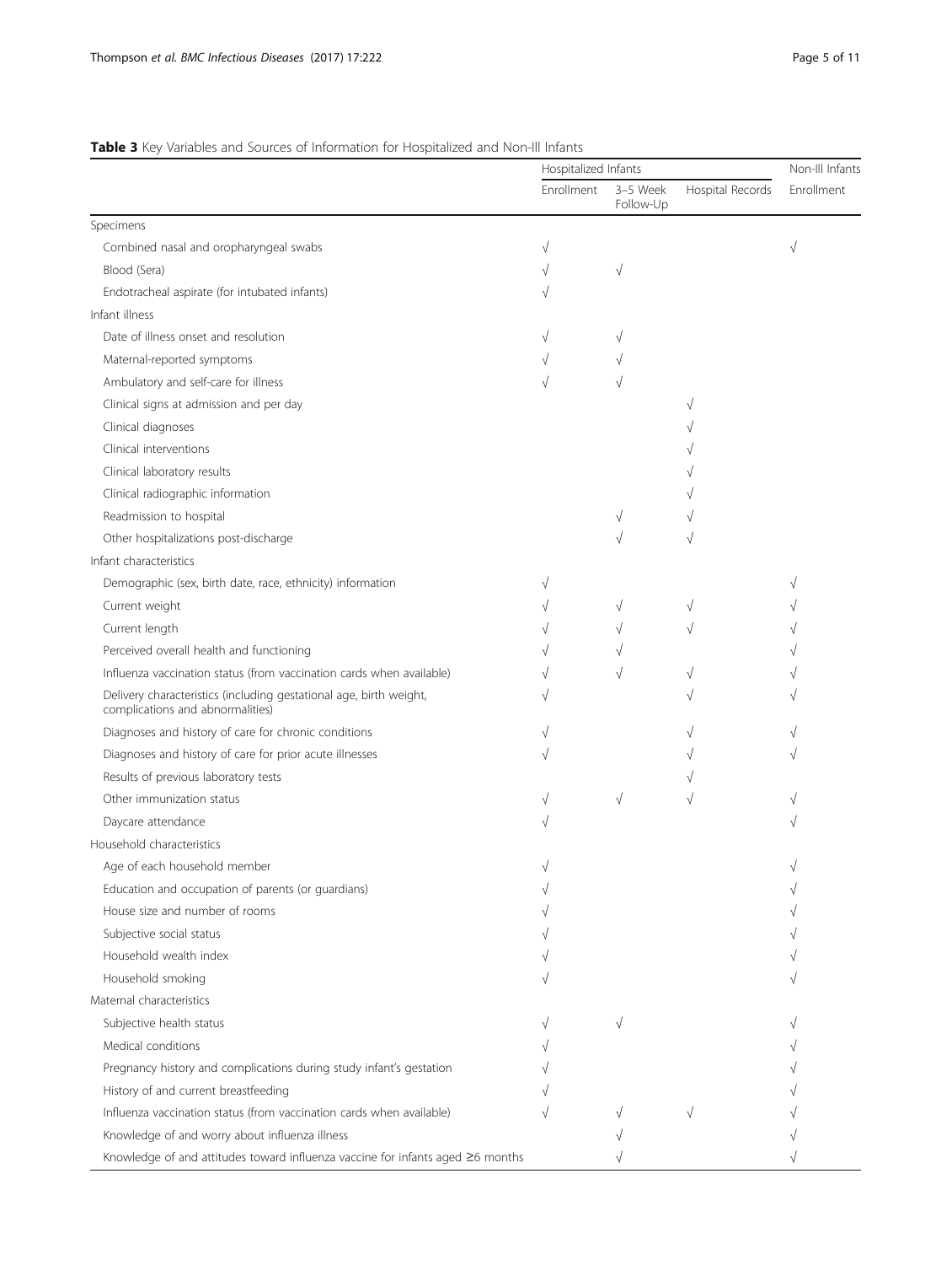**Table 3** Key Variables and Sources of Information for Hospitalized and Non-Ill Infants

| | Hospitalized Infants | | | Non-Ill Infants |
|---|---|---|---|---|
| | Enrollment | 3–5 Week Follow-Up | Hospital Records | Enrollment |
| Specimens | | | | |
| Combined nasal and oropharyngeal swabs | √ | | | √ |
| Blood (Sera) | √ | √ | | |
| Endotracheal aspirate (for intubated infants) | √ | | | |
| Infant illness | | | | |
| Date of illness onset and resolution | √ | √ | | |
| Maternal-reported symptoms | √ | √ | | |
| Ambulatory and self-care for illness | √ | √ | | |
| Clinical signs at admission and per day | | | √ | |
| Clinical diagnoses | | | √ | |
| Clinical interventions | | | √ | |
| Clinical laboratory results | | | √ | |
| Clinical radiographic information | | | √ | |
| Readmission to hospital | | √ | √ | |
| Other hospitalizations post-discharge | | √ | √ | |
| Infant characteristics | | | | |
| Demographic (sex, birth date, race, ethnicity) information | √ | | | √ |
| Current weight | √ | √ | √ | √ |
| Current length | √ | √ | √ | √ |
| Perceived overall health and functioning | √ | √ | | √ |
| Influenza vaccination status (from vaccination cards when available) | √ | √ | √ | √ |
| Delivery characteristics (including gestational age, birth weight, complications and abnormalities) | √ | | √ | √ |
| Diagnoses and history of care for chronic conditions | √ | | √ | √ |
| Diagnoses and history of care for prior acute illnesses | √ | | √ | √ |
| Results of previous laboratory tests | | | √ | |
| Other immunization status | √ | √ | √ | √ |
| Daycare attendance | √ | | | √ |
| Household characteristics | | | | |
| Age of each household member | √ | | | √ |
| Education and occupation of parents (or guardians) | √ | | | √ |
| House size and number of rooms | √ | | | √ |
| Subjective social status | √ | | | √ |
| Household wealth index | √ | | | √ |
| Household smoking | √ | | | √ |
| Maternal characteristics | | | | |
| Subjective health status | √ | √ | | √ |
| Medical conditions | √ | | | √ |
| Pregnancy history and complications during study infant's gestation | √ | | | √ |
| History of and current breastfeeding | √ | | | √ |
| Influenza vaccination status (from vaccination cards when available) | √ | √ | √ | √ |
| Knowledge of and worry about influenza illness | | √ | | √ |
| Knowledge of and attitudes toward influenza vaccine for infants aged ≥6 months | | √ | | √ |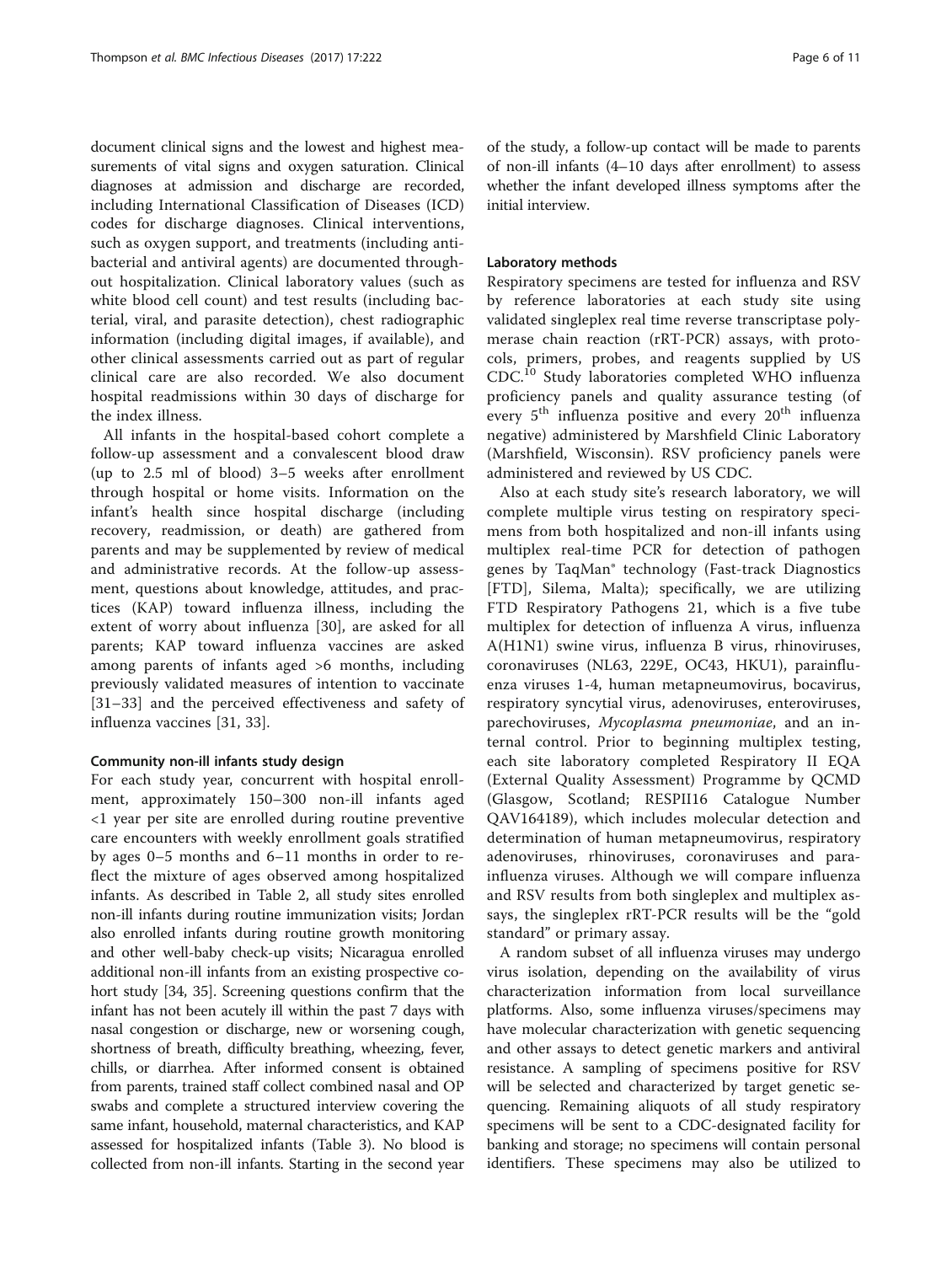document clinical signs and the lowest and highest measurements of vital signs and oxygen saturation. Clinical diagnoses at admission and discharge are recorded, including International Classification of Diseases (ICD) codes for discharge diagnoses. Clinical interventions, such as oxygen support, and treatments (including antibacterial and antiviral agents) are documented throughout hospitalization. Clinical laboratory values (such as white blood cell count) and test results (including bacterial, viral, and parasite detection), chest radiographic information (including digital images, if available), and other clinical assessments carried out as part of regular clinical care are also recorded. We also document hospital readmissions within 30 days of discharge for the index illness.

All infants in the hospital-based cohort complete a follow-up assessment and a convalescent blood draw (up to 2.5 ml of blood) 3–5 weeks after enrollment through hospital or home visits. Information on the infant's health since hospital discharge (including recovery, readmission, or death) are gathered from parents and may be supplemented by review of medical and administrative records. At the follow-up assessment, questions about knowledge, attitudes, and practices (KAP) toward influenza illness, including the extent of worry about influenza [30], are asked for all parents; KAP toward influenza vaccines are asked among parents of infants aged >6 months, including previously validated measures of intention to vaccinate [31–33] and the perceived effectiveness and safety of influenza vaccines [31, 33].

#### Community non-ill infants study design

For each study year, concurrent with hospital enrollment, approximately 150–300 non-ill infants aged <1 year per site are enrolled during routine preventive care encounters with weekly enrollment goals stratified by ages 0–5 months and 6–11 months in order to reflect the mixture of ages observed among hospitalized infants. As described in Table 2, all study sites enrolled non-ill infants during routine immunization visits; Jordan also enrolled infants during routine growth monitoring and other well-baby check-up visits; Nicaragua enrolled additional non-ill infants from an existing prospective cohort study [34, 35]. Screening questions confirm that the infant has not been acutely ill within the past 7 days with nasal congestion or discharge, new or worsening cough, shortness of breath, difficulty breathing, wheezing, fever, chills, or diarrhea. After informed consent is obtained from parents, trained staff collect combined nasal and OP swabs and complete a structured interview covering the same infant, household, maternal characteristics, and KAP assessed for hospitalized infants (Table 3). No blood is collected from non-ill infants. Starting in the second year of the study, a follow-up contact will be made to parents of non-ill infants (4–10 days after enrollment) to assess whether the infant developed illness symptoms after the initial interview.

#### Laboratory methods

Respiratory specimens are tested for influenza and RSV by reference laboratories at each study site using validated singleplex real time reverse transcriptase polymerase chain reaction (rRT-PCR) assays, with protocols, primers, probes, and reagents supplied by US CDC.[10] Study laboratories completed WHO influenza proficiency panels and quality assurance testing (of every 5th influenza positive and every 20th influenza negative) administered by Marshfield Clinic Laboratory (Marshfield, Wisconsin). RSV proficiency panels were administered and reviewed by US CDC.

Also at each study site's research laboratory, we will complete multiple virus testing on respiratory specimens from both hospitalized and non-ill infants using multiplex real-time PCR for detection of pathogen genes by TaqMan® technology (Fast-track Diagnostics [FTD], Silema, Malta); specifically, we are utilizing FTD Respiratory Pathogens 21, which is a five tube multiplex for detection of influenza A virus, influenza A(H1N1) swine virus, influenza B virus, rhinoviruses, coronaviruses (NL63, 229E, OC43, HKU1), parainfluenza viruses 1-4, human metapneumovirus, bocavirus, respiratory syncytial virus, adenoviruses, enteroviruses, parechoviruses, *Mycoplasma pneumoniae*, and an internal control. Prior to beginning multiplex testing, each site laboratory completed Respiratory II EQA (External Quality Assessment) Programme by QCMD (Glasgow, Scotland; RESPII16 Catalogue Number QAV164189), which includes molecular detection and determination of human metapneumovirus, respiratory adenoviruses, rhinoviruses, coronaviruses and parainfluenza viruses. Although we will compare influenza and RSV results from both singleplex and multiplex assays, the singleplex rRT-PCR results will be the "gold standard" or primary assay.

A random subset of all influenza viruses may undergo virus isolation, depending on the availability of virus characterization information from local surveillance platforms. Also, some influenza viruses/specimens may have molecular characterization with genetic sequencing and other assays to detect genetic markers and antiviral resistance. A sampling of specimens positive for RSV will be selected and characterized by target genetic sequencing. Remaining aliquots of all study respiratory specimens will be sent to a CDC-designated facility for banking and storage; no specimens will contain personal identifiers. These specimens may also be utilized to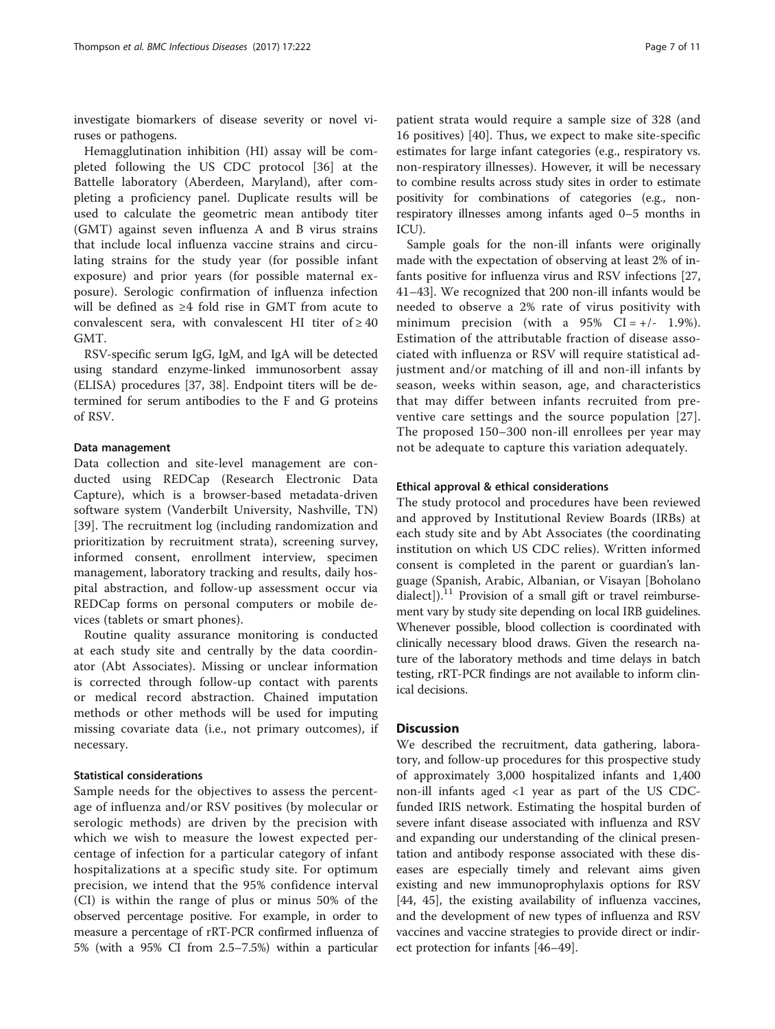investigate biomarkers of disease severity or novel viruses or pathogens.

Hemagglutination inhibition (HI) assay will be completed following the US CDC protocol [36] at the Battelle laboratory (Aberdeen, Maryland), after completing a proficiency panel. Duplicate results will be used to calculate the geometric mean antibody titer (GMT) against seven influenza A and B virus strains that include local influenza vaccine strains and circulating strains for the study year (for possible infant exposure) and prior years (for possible maternal exposure). Serologic confirmation of influenza infection will be defined as ≥4 fold rise in GMT from acute to convalescent sera, with convalescent HI titer of ≥ 40 GMT.

RSV-specific serum IgG, IgM, and IgA will be detected using standard enzyme-linked immunosorbent assay (ELISA) procedures [37, 38]. Endpoint titers will be determined for serum antibodies to the F and G proteins of RSV.

### Data management

Data collection and site-level management are conducted using REDCap (Research Electronic Data Capture), which is a browser-based metadata-driven software system (Vanderbilt University, Nashville, TN) [39]. The recruitment log (including randomization and prioritization by recruitment strata), screening survey, informed consent, enrollment interview, specimen management, laboratory tracking and results, daily hospital abstraction, and follow-up assessment occur via REDCap forms on personal computers or mobile devices (tablets or smart phones).

Routine quality assurance monitoring is conducted at each study site and centrally by the data coordinator (Abt Associates). Missing or unclear information is corrected through follow-up contact with parents or medical record abstraction. Chained imputation methods or other methods will be used for imputing missing covariate data (i.e., not primary outcomes), if necessary.

### Statistical considerations

Sample needs for the objectives to assess the percentage of influenza and/or RSV positives (by molecular or serologic methods) are driven by the precision with which we wish to measure the lowest expected percentage of infection for a particular category of infant hospitalizations at a specific study site. For optimum precision, we intend that the 95% confidence interval (CI) is within the range of plus or minus 50% of the observed percentage positive. For example, in order to measure a percentage of rRT-PCR confirmed influenza of 5% (with a 95% CI from 2.5–7.5%) within a particular patient strata would require a sample size of 328 (and 16 positives) [40]. Thus, we expect to make site-specific estimates for large infant categories (e.g., respiratory vs. non-respiratory illnesses). However, it will be necessary to combine results across study sites in order to estimate positivity for combinations of categories (e.g., non-respiratory illnesses among infants aged 0–5 months in ICU).

Sample goals for the non-ill infants were originally made with the expectation of observing at least 2% of infants positive for influenza virus and RSV infections [27, 41–43]. We recognized that 200 non-ill infants would be needed to observe a 2% rate of virus positivity with minimum precision (with a 95% CI = +/- 1.9%). Estimation of the attributable fraction of disease associated with influenza or RSV will require statistical adjustment and/or matching of ill and non-ill infants by season, weeks within season, age, and characteristics that may differ between infants recruited from preventive care settings and the source population [27]. The proposed 150–300 non-ill enrollees per year may not be adequate to capture this variation adequately.

### Ethical approval & ethical considerations

The study protocol and procedures have been reviewed and approved by Institutional Review Boards (IRBs) at each study site and by Abt Associates (the coordinating institution on which US CDC relies). Written informed consent is completed in the parent or guardian's language (Spanish, Arabic, Albanian, or Visayan [Boholano dialect]).[11] Provision of a small gift or travel reimbursement vary by study site depending on local IRB guidelines. Whenever possible, blood collection is coordinated with clinically necessary blood draws. Given the research nature of the laboratory methods and time delays in batch testing, rRT-PCR findings are not available to inform clinical decisions.

## Discussion

We described the recruitment, data gathering, laboratory, and follow-up procedures for this prospective study of approximately 3,000 hospitalized infants and 1,400 non-ill infants aged <1 year as part of the US CDC-funded IRIS network. Estimating the hospital burden of severe infant disease associated with influenza and RSV and expanding our understanding of the clinical presentation and antibody response associated with these diseases are especially timely and relevant aims given existing and new immunoprophylaxis options for RSV [44, 45], the existing availability of influenza vaccines, and the development of new types of influenza and RSV vaccines and vaccine strategies to provide direct or indirect protection for infants [46–49].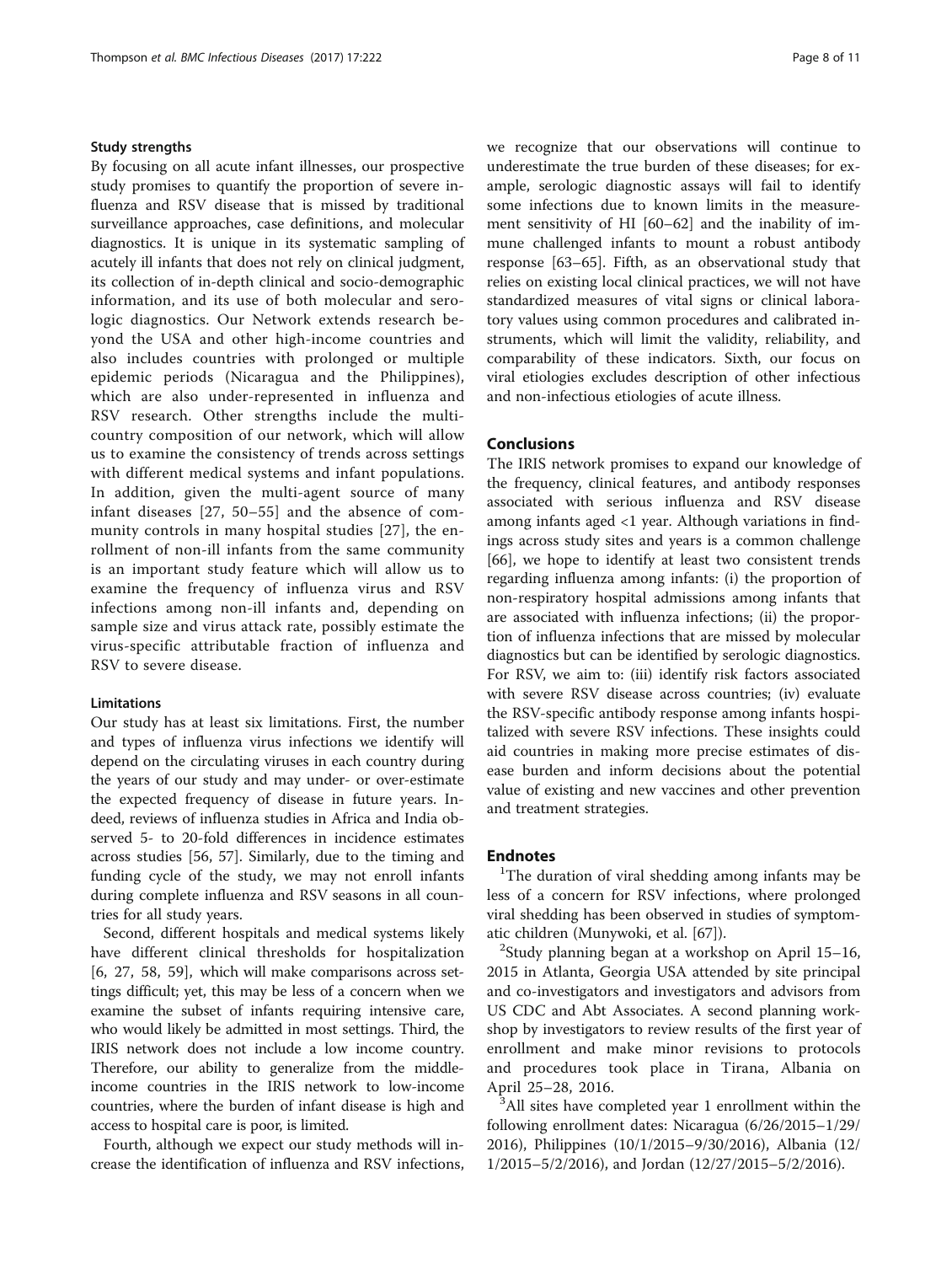### Study strengths

By focusing on all acute infant illnesses, our prospective study promises to quantify the proportion of severe influenza and RSV disease that is missed by traditional surveillance approaches, case definitions, and molecular diagnostics. It is unique in its systematic sampling of acutely ill infants that does not rely on clinical judgment, its collection of in-depth clinical and socio-demographic information, and its use of both molecular and serologic diagnostics. Our Network extends research beyond the USA and other high-income countries and also includes countries with prolonged or multiple epidemic periods (Nicaragua and the Philippines), which are also under-represented in influenza and RSV research. Other strengths include the multi-country composition of our network, which will allow us to examine the consistency of trends across settings with different medical systems and infant populations. In addition, given the multi-agent source of many infant diseases [27, 50–55] and the absence of community controls in many hospital studies [27], the enrollment of non-ill infants from the same community is an important study feature which will allow us to examine the frequency of influenza virus and RSV infections among non-ill infants and, depending on sample size and virus attack rate, possibly estimate the virus-specific attributable fraction of influenza and RSV to severe disease.

### Limitations

Our study has at least six limitations. First, the number and types of influenza virus infections we identify will depend on the circulating viruses in each country during the years of our study and may under- or over-estimate the expected frequency of disease in future years. Indeed, reviews of influenza studies in Africa and India observed 5- to 20-fold differences in incidence estimates across studies [56, 57]. Similarly, due to the timing and funding cycle of the study, we may not enroll infants during complete influenza and RSV seasons in all countries for all study years.

Second, different hospitals and medical systems likely have different clinical thresholds for hospitalization [6, 27, 58, 59], which will make comparisons across settings difficult; yet, this may be less of a concern when we examine the subset of infants requiring intensive care, who would likely be admitted in most settings. Third, the IRIS network does not include a low income country. Therefore, our ability to generalize from the middle-income countries in the IRIS network to low-income countries, where the burden of infant disease is high and access to hospital care is poor, is limited.

Fourth, although we expect our study methods will increase the identification of influenza and RSV infections, we recognize that our observations will continue to underestimate the true burden of these diseases; for example, serologic diagnostic assays will fail to identify some infections due to known limits in the measurement sensitivity of HI [60–62] and the inability of immune challenged infants to mount a robust antibody response [63–65]. Fifth, as an observational study that relies on existing local clinical practices, we will not have standardized measures of vital signs or clinical laboratory values using common procedures and calibrated instruments, which will limit the validity, reliability, and comparability of these indicators. Sixth, our focus on viral etiologies excludes description of other infectious and non-infectious etiologies of acute illness.

## Conclusions

The IRIS network promises to expand our knowledge of the frequency, clinical features, and antibody responses associated with serious influenza and RSV disease among infants aged <1 year. Although variations in findings across study sites and years is a common challenge [66], we hope to identify at least two consistent trends regarding influenza among infants: (i) the proportion of non-respiratory hospital admissions among infants that are associated with influenza infections; (ii) the proportion of influenza infections that are missed by molecular diagnostics but can be identified by serologic diagnostics. For RSV, we aim to: (iii) identify risk factors associated with severe RSV disease across countries; (iv) evaluate the RSV-specific antibody response among infants hospitalized with severe RSV infections. These insights could aid countries in making more precise estimates of disease burden and inform decisions about the potential value of existing and new vaccines and other prevention and treatment strategies.

## Endnotes

[1]The duration of viral shedding among infants may be less of a concern for RSV infections, where prolonged viral shedding has been observed in studies of symptomatic children (Munywoki, et al. [67]).

[2]Study planning began at a workshop on April 15–16, 2015 in Atlanta, Georgia USA attended by site principal and co-investigators and investigators and advisors from US CDC and Abt Associates. A second planning workshop by investigators to review results of the first year of enrollment and make minor revisions to protocols and procedures took place in Tirana, Albania on April 25–28, 2016.

[3]All sites have completed year 1 enrollment within the following enrollment dates: Nicaragua (6/26/2015–1/29/2016), Philippines (10/1/2015–9/30/2016), Albania (12/1/2015–5/2/2016), and Jordan (12/27/2015–5/2/2016).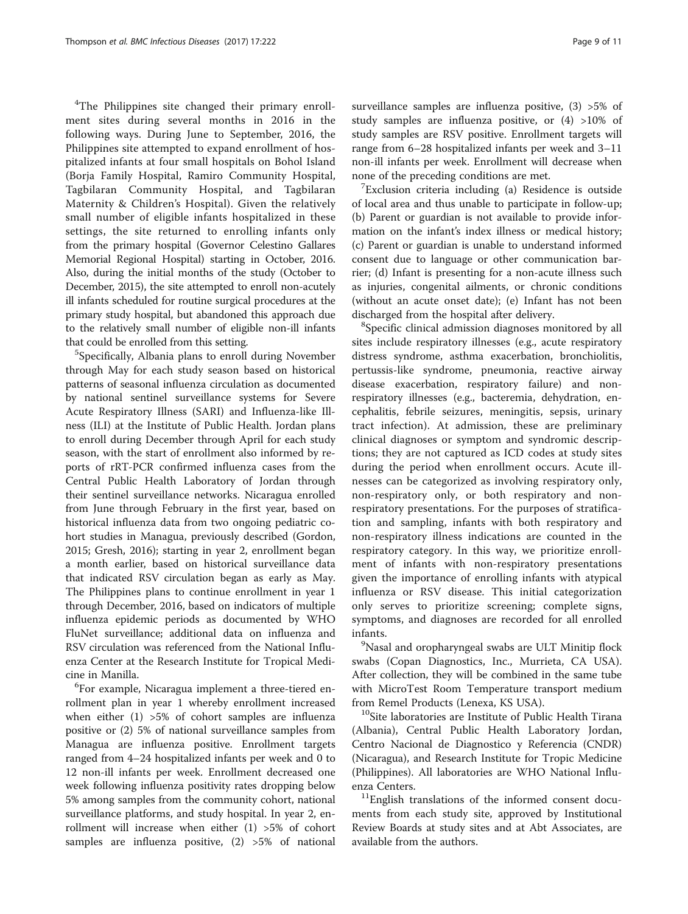[4]The Philippines site changed their primary enrollment sites during several months in 2016 in the following ways. During June to September, 2016, the Philippines site attempted to expand enrollment of hospitalized infants at four small hospitals on Bohol Island (Borja Family Hospital, Ramiro Community Hospital, Tagbilaran Community Hospital, and Tagbilaran Maternity & Children's Hospital). Given the relatively small number of eligible infants hospitalized in these settings, the site returned to enrolling infants only from the primary hospital (Governor Celestino Gallares Memorial Regional Hospital) starting in October, 2016. Also, during the initial months of the study (October to December, 2015), the site attempted to enroll non-acutely ill infants scheduled for routine surgical procedures at the primary study hospital, but abandoned this approach due to the relatively small number of eligible non-ill infants that could be enrolled from this setting.

[5]Specifically, Albania plans to enroll during November through May for each study season based on historical patterns of seasonal influenza circulation as documented by national sentinel surveillance systems for Severe Acute Respiratory Illness (SARI) and Influenza-like Illness (ILI) at the Institute of Public Health. Jordan plans to enroll during December through April for each study season, with the start of enrollment also informed by reports of rRT-PCR confirmed influenza cases from the Central Public Health Laboratory of Jordan through their sentinel surveillance networks. Nicaragua enrolled from June through February in the first year, based on historical influenza data from two ongoing pediatric cohort studies in Managua, previously described (Gordon, 2015; Gresh, 2016); starting in year 2, enrollment began a month earlier, based on historical surveillance data that indicated RSV circulation began as early as May. The Philippines plans to continue enrollment in year 1 through December, 2016, based on indicators of multiple influenza epidemic periods as documented by WHO FluNet surveillance; additional data on influenza and RSV circulation was referenced from the National Influenza Center at the Research Institute for Tropical Medicine in Manilla.

[6]For example, Nicaragua implement a three-tiered enrollment plan in year 1 whereby enrollment increased when either (1) >5% of cohort samples are influenza positive or (2) 5% of national surveillance samples from Managua are influenza positive. Enrollment targets ranged from 4–24 hospitalized infants per week and 0 to 12 non-ill infants per week. Enrollment decreased one week following influenza positivity rates dropping below 5% among samples from the community cohort, national surveillance platforms, and study hospital. In year 2, enrollment will increase when either (1) >5% of cohort samples are influenza positive, (2) >5% of national surveillance samples are influenza positive, (3) >5% of study samples are influenza positive, or (4) >10% of study samples are RSV positive. Enrollment targets will range from 6–28 hospitalized infants per week and 3–11 non-ill infants per week. Enrollment will decrease when none of the preceding conditions are met.

[7]Exclusion criteria including (a) Residence is outside of local area and thus unable to participate in follow-up; (b) Parent or guardian is not available to provide information on the infant's index illness or medical history; (c) Parent or guardian is unable to understand informed consent due to language or other communication barrier; (d) Infant is presenting for a non-acute illness such as injuries, congenital ailments, or chronic conditions (without an acute onset date); (e) Infant has not been discharged from the hospital after delivery.

[8]Specific clinical admission diagnoses monitored by all sites include respiratory illnesses (e.g., acute respiratory distress syndrome, asthma exacerbation, bronchiolitis, pertussis-like syndrome, pneumonia, reactive airway disease exacerbation, respiratory failure) and non-respiratory illnesses (e.g., bacteremia, dehydration, encephalitis, febrile seizures, meningitis, sepsis, urinary tract infection). At admission, these are preliminary clinical diagnoses or symptom and syndromic descriptions; they are not captured as ICD codes at study sites during the period when enrollment occurs. Acute illnesses can be categorized as involving respiratory only, non-respiratory only, or both respiratory and non-respiratory presentations. For the purposes of stratification and sampling, infants with both respiratory and non-respiratory illness indications are counted in the respiratory category. In this way, we prioritize enrollment of infants with non-respiratory presentations given the importance of enrolling infants with atypical influenza or RSV disease. This initial categorization only serves to prioritize screening; complete signs, symptoms, and diagnoses are recorded for all enrolled infants.

[9]Nasal and oropharyngeal swabs are ULT Minitip flock swabs (Copan Diagnostics, Inc., Murrieta, CA USA). After collection, they will be combined in the same tube with MicroTest Room Temperature transport medium from Remel Products (Lenexa, KS USA).

[10]Site laboratories are Institute of Public Health Tirana (Albania), Central Public Health Laboratory Jordan, Centro Nacional de Diagnostico y Referencia (CNDR) (Nicaragua), and Research Institute for Tropic Medicine (Philippines). All laboratories are WHO National Influenza Centers.

[11]English translations of the informed consent documents from each study site, approved by Institutional Review Boards at study sites and at Abt Associates, are available from the authors.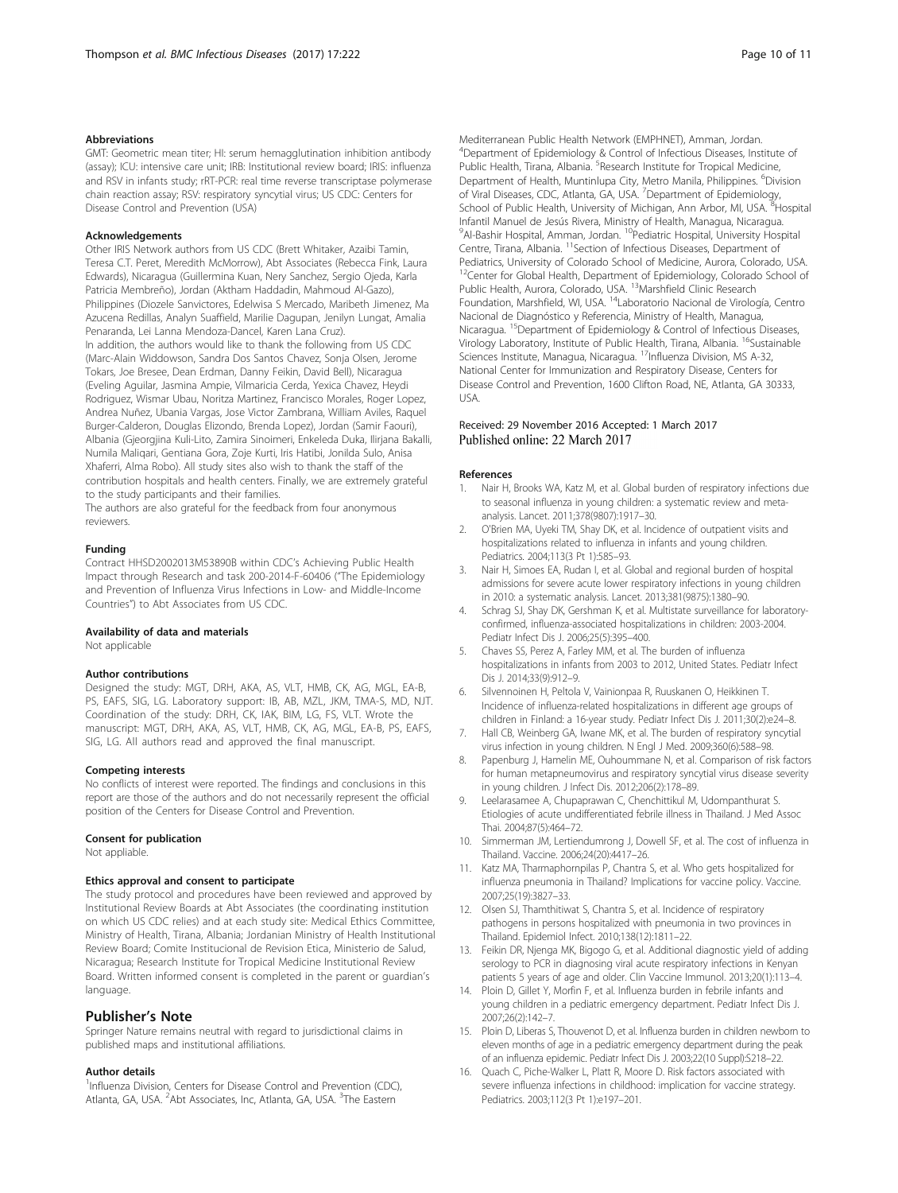#### Abbreviations

GMT: Geometric mean titer; HI: serum hemagglutination inhibition antibody (assay); ICU: intensive care unit; IRB: Institutional review board; IRIS: influenza and RSV in infants study; rRT-PCR: real time reverse transcriptase polymerase chain reaction assay; RSV: respiratory syncytial virus; US CDC: Centers for Disease Control and Prevention (USA)

#### Acknowledgements

Other IRIS Network authors from US CDC (Brett Whitaker, Azaibi Tamin, Teresa C.T. Peret, Meredith McMorrow), Abt Associates (Rebecca Fink, Laura Edwards), Nicaragua (Guillermina Kuan, Nery Sanchez, Sergio Ojeda, Karla Patricia Membreño), Jordan (Aktham Haddadin, Mahmoud Al-Gazo), Philippines (Diozele Sanvictores, Edelwisa S Mercado, Maribeth Jimenez, Ma Azucena Redillas, Analyn Suaffield, Marilie Dagupan, Jenilyn Lungat, Amalia Penaranda, Lei Lanna Mendoza-Dancel, Karen Lana Cruz).
In addition, the authors would like to thank the following from US CDC (Marc-Alain Widdowson, Sandra Dos Santos Chavez, Sonja Olsen, Jerome Tokars, Joe Bresee, Dean Erdman, Danny Feikin, David Bell), Nicaragua (Eveling Aguilar, Jasmina Ampie, Vilmaricia Cerda, Yexica Chavez, Heydi Rodriguez, Wismar Ubau, Noritza Martinez, Francisco Morales, Roger Lopez, Andrea Nuñez, Ubania Vargas, Jose Victor Zambrana, William Aviles, Raquel Burger-Calderon, Douglas Elizondo, Brenda Lopez), Jordan (Samir Faouri), Albania (Gjeorgjina Kuli-Lito, Zamira Sinoimeri, Enkeleda Duka, Ilirjana Bakalli, Numila Maliqari, Gentiana Gora, Zoje Kurti, Iris Hatibi, Jonilda Sulo, Anisa Xhaferri, Alma Robo). All study sites also wish to thank the staff of the contribution hospitals and health centers. Finally, we are extremely grateful to the study participants and their families.
The authors are also grateful for the feedback from four anonymous reviewers.

#### Funding

Contract HHSD2002013M53890B within CDC's Achieving Public Health Impact through Research and task 200-2014-F-60406 ("The Epidemiology and Prevention of Influenza Virus Infections in Low- and Middle-Income Countries") to Abt Associates from US CDC.

#### Availability of data and materials

Not applicable

#### Author contributions

Designed the study: MGT, DRH, AKA, AS, VLT, HMB, CK, AG, MGL, EA-B, PS, EAFS, SIG, LG. Laboratory support: IB, AB, MZL, JKM, TMA-S, MD, NJT. Coordination of the study: DRH, CK, IAK, BIM, LG, FS, VLT. Wrote the manuscript: MGT, DRH, AKA, AS, VLT, HMB, CK, AG, MGL, EA-B, PS, EAFS, SIG, LG. All authors read and approved the final manuscript.

#### Competing interests

No conflicts of interest were reported. The findings and conclusions in this report are those of the authors and do not necessarily represent the official position of the Centers for Disease Control and Prevention.

#### Consent for publication

Not appliable.

#### Ethics approval and consent to participate

The study protocol and procedures have been reviewed and approved by Institutional Review Boards at Abt Associates (the coordinating institution on which US CDC relies) and at each study site: Medical Ethics Committee, Ministry of Health, Tirana, Albania; Jordanian Ministry of Health Institutional Review Board; Comite Institucional de Revision Etica, Ministerio de Salud, Nicaragua; Research Institute for Tropical Medicine Institutional Review Board. Written informed consent is completed in the parent or guardian's language.

## Publisher's Note

Springer Nature remains neutral with regard to jurisdictional claims in published maps and institutional affiliations.

#### Author details

[1]Influenza Division, Centers for Disease Control and Prevention (CDC), Atlanta, GA, USA. [2]Abt Associates, Inc, Atlanta, GA, USA. [3]The Eastern Mediterranean Public Health Network (EMPHNET), Amman, Jordan. [4]Department of Epidemiology & Control of Infectious Diseases, Institute of Public Health, Tirana, Albania. [5]Research Institute for Tropical Medicine, Department of Health, Muntinlupa City, Metro Manila, Philippines. [6]Division of Viral Diseases, CDC, Atlanta, GA, USA. [7]Department of Epidemiology, School of Public Health, University of Michigan, Ann Arbor, MI, USA. [8]Hospital Infantil Manuel de Jesús Rivera, Ministry of Health, Managua, Nicaragua. [9]Al-Bashir Hospital, Amman, Jordan. [10]Pediatric Hospital, University Hospital Centre, Tirana, Albania. [11]Section of Infectious Diseases, Department of Pediatrics, University of Colorado School of Medicine, Aurora, Colorado, USA. [12]Center for Global Health, Department of Epidemiology, Colorado School of Public Health, Aurora, Colorado, USA. [13]Marshfield Clinic Research Foundation, Marshfield, WI, USA. [14]Laboratorio Nacional de Virología, Centro Nacional de Diagnóstico y Referencia, Ministry of Health, Managua, Nicaragua. [15]Department of Epidemiology & Control of Infectious Diseases, Virology Laboratory, Institute of Public Health, Tirana, Albania. [16]Sustainable Sciences Institute, Managua, Nicaragua. [17]Influenza Division, MS A-32, National Center for Immunization and Respiratory Disease, Centers for Disease Control and Prevention, 1600 Clifton Road, NE, Atlanta, GA 30333, USA.

Received: 29 November 2016 Accepted: 1 March 2017
Published online: 22 March 2017

#### References

1. Nair H, Brooks WA, Katz M, et al. Global burden of respiratory infections due to seasonal influenza in young children: a systematic review and meta-analysis. Lancet. 2011;378(9807):1917–30.
2. O'Brien MA, Uyeki TM, Shay DK, et al. Incidence of outpatient visits and hospitalizations related to influenza in infants and young children. Pediatrics. 2004;113(3 Pt 1):585–93.
3. Nair H, Simoes EA, Rudan I, et al. Global and regional burden of hospital admissions for severe acute lower respiratory infections in young children in 2010: a systematic analysis. Lancet. 2013;381(9875):1380–90.
4. Schrag SJ, Shay DK, Gershman K, et al. Multistate surveillance for laboratory-confirmed, influenza-associated hospitalizations in children: 2003-2004. Pediatr Infect Dis J. 2006;25(5):395–400.
5. Chaves SS, Perez A, Farley MM, et al. The burden of influenza hospitalizations in infants from 2003 to 2012, United States. Pediatr Infect Dis J. 2014;33(9):912–9.
6. Silvennoinen H, Peltola V, Vainionpaa R, Ruuskanen O, Heikkinen T. Incidence of influenza-related hospitalizations in different age groups of children in Finland: a 16-year study. Pediatr Infect Dis J. 2011;30(2):e24–8.
7. Hall CB, Weinberg GA, Iwane MK, et al. The burden of respiratory syncytial virus infection in young children. N Engl J Med. 2009;360(6):588–98.
8. Papenburg J, Hamelin ME, Ouhoummane N, et al. Comparison of risk factors for human metapneumovirus and respiratory syncytial virus disease severity in young children. J Infect Dis. 2012;206(2):178–89.
9. Leelarasamee A, Chupaprawan C, Chenchittikul M, Udompanthurat S. Etiologies of acute undifferentiated febrile illness in Thailand. J Med Assoc Thai. 2004;87(5):464–72.
10. Simmerman JM, Lertiendumrong J, Dowell SF, et al. The cost of influenza in Thailand. Vaccine. 2006;24(20):4417–26.
11. Katz MA, Tharmaphornpilas P, Chantra S, et al. Who gets hospitalized for influenza pneumonia in Thailand? Implications for vaccine policy. Vaccine. 2007;25(19):3827–33.
12. Olsen SJ, Thamthitiwat S, Chantra S, et al. Incidence of respiratory pathogens in persons hospitalized with pneumonia in two provinces in Thailand. Epidemiol Infect. 2010;138(12):1811–22.
13. Feikin DR, Njenga MK, Bigogo G, et al. Additional diagnostic yield of adding serology to PCR in diagnosing viral acute respiratory infections in Kenyan patients 5 years of age and older. Clin Vaccine Immunol. 2013;20(1):113–4.
14. Ploin D, Gillet Y, Morfin F, et al. Influenza burden in febrile infants and young children in a pediatric emergency department. Pediatr Infect Dis J. 2007;26(2):142–7.
15. Ploin D, Liberas S, Thouvenot D, et al. Influenza burden in children newborn to eleven months of age in a pediatric emergency department during the peak of an influenza epidemic. Pediatr Infect Dis J. 2003;22(10 Suppl):S218–22.
16. Quach C, Piche-Walker L, Platt R, Moore D. Risk factors associated with severe influenza infections in childhood: implication for vaccine strategy. Pediatrics. 2003;112(3 Pt 1):e197–201.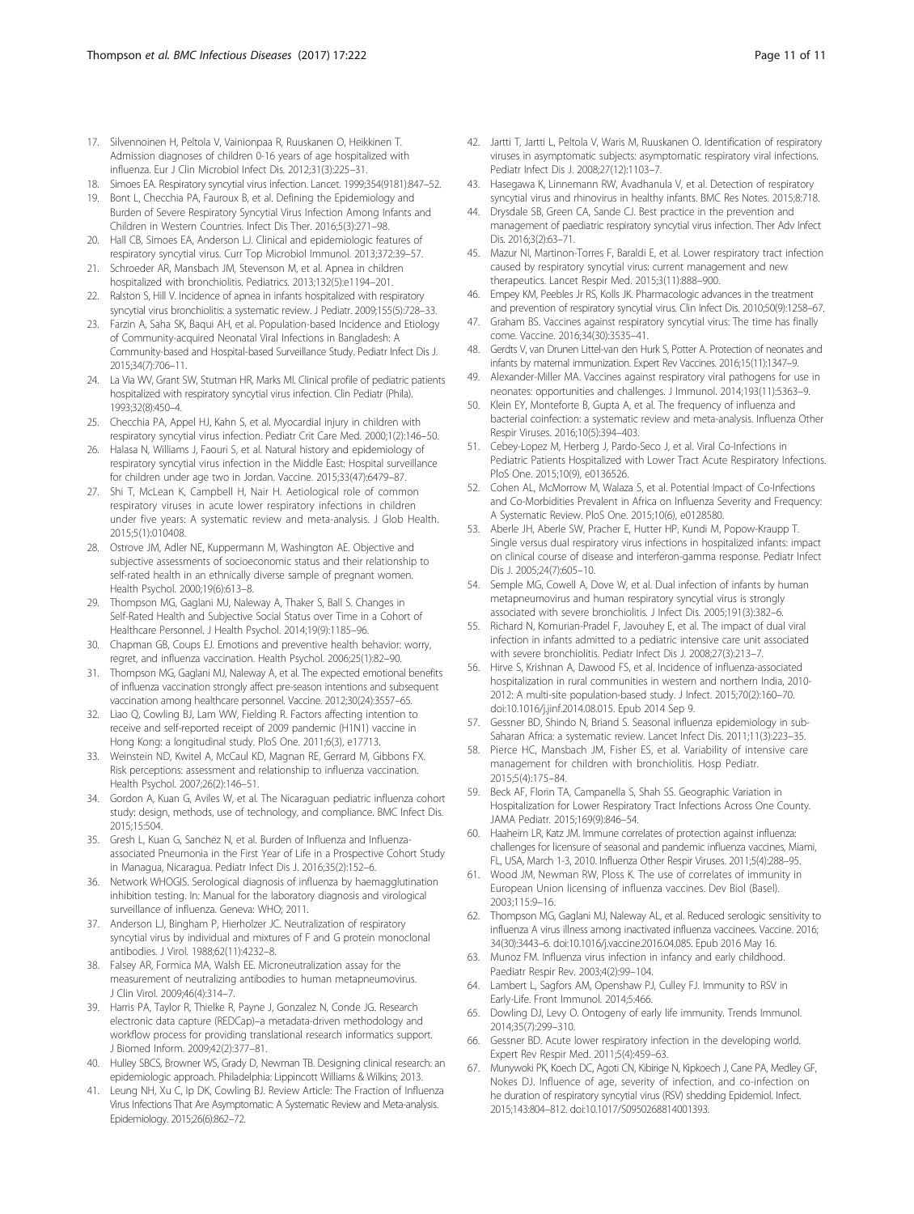17. Silvennoinen H, Peltola V, Vainionpaa R, Ruuskanen O, Heikkinen T. Admission diagnoses of children 0-16 years of age hospitalized with influenza. Eur J Clin Microbiol Infect Dis. 2012;31(3):225–31.
18. Simoes EA. Respiratory syncytial virus infection. Lancet. 1999;354(9181):847–52.
19. Bont L, Checchia PA, Fauroux B, et al. Defining the Epidemiology and Burden of Severe Respiratory Syncytial Virus Infection Among Infants and Children in Western Countries. Infect Dis Ther. 2016;5(3):271–98.
20. Hall CB, Simoes EA, Anderson LJ. Clinical and epidemiologic features of respiratory syncytial virus. Curr Top Microbiol Immunol. 2013;372:39–57.
21. Schroeder AR, Mansbach JM, Stevenson M, et al. Apnea in children hospitalized with bronchiolitis. Pediatrics. 2013;132(5):e1194–201.
22. Ralston S, Hill V. Incidence of apnea in infants hospitalized with respiratory syncytial virus bronchiolitis: a systematic review. J Pediatr. 2009;155(5):728–33.
23. Farzin A, Saha SK, Baqui AH, et al. Population-based Incidence and Etiology of Community-acquired Neonatal Viral Infections in Bangladesh: A Community-based and Hospital-based Surveillance Study. Pediatr Infect Dis J. 2015;34(7):706–11.
24. La Via WV, Grant SW, Stutman HR, Marks MI. Clinical profile of pediatric patients hospitalized with respiratory syncytial virus infection. Clin Pediatr (Phila). 1993;32(8):450–4.
25. Checchia PA, Appel HJ, Kahn S, et al. Myocardial injury in children with respiratory syncytial virus infection. Pediatr Crit Care Med. 2000;1(2):146–50.
26. Halasa N, Williams J, Faouri S, et al. Natural history and epidemiology of respiratory syncytial virus infection in the Middle East: Hospital surveillance for children under age two in Jordan. Vaccine. 2015;33(47):6479–87.
27. Shi T, McLean K, Campbell H, Nair H. Aetiological role of common respiratory viruses in acute lower respiratory infections in children under five years: A systematic review and meta-analysis. J Glob Health. 2015;5(1):010408.
28. Ostrove JM, Adler NE, Kuppermann M, Washington AE. Objective and subjective assessments of socioeconomic status and their relationship to self-rated health in an ethnically diverse sample of pregnant women. Health Psychol. 2000;19(6):613–8.
29. Thompson MG, Gaglani MJ, Naleway A, Thaker S, Ball S. Changes in Self-Rated Health and Subjective Social Status over Time in a Cohort of Healthcare Personnel. J Health Psychol. 2014;19(9):1185–96.
30. Chapman GB, Coups EJ. Emotions and preventive health behavior: worry, regret, and influenza vaccination. Health Psychol. 2006;25(1):82–90.
31. Thompson MG, Gaglani MJ, Naleway A, et al. The expected emotional benefits of influenza vaccination strongly affect pre-season intentions and subsequent vaccination among healthcare personnel. Vaccine. 2012;30(24):3557–65.
32. Liao Q, Cowling BJ, Lam WW, Fielding R. Factors affecting intention to receive and self-reported receipt of 2009 pandemic (H1N1) vaccine in Hong Kong: a longitudinal study. PloS One. 2011;6(3), e17713.
33. Weinstein ND, Kwitel A, McCaul KD, Magnan RE, Gerrard M, Gibbons FX. Risk perceptions: assessment and relationship to influenza vaccination. Health Psychol. 2007;26(2):146–51.
34. Gordon A, Kuan G, Aviles W, et al. The Nicaraguan pediatric influenza cohort study: design, methods, use of technology, and compliance. BMC Infect Dis. 2015;15:504.
35. Gresh L, Kuan G, Sanchez N, et al. Burden of Influenza and Influenza-associated Pneumonia in the First Year of Life in a Prospective Cohort Study in Managua, Nicaragua. Pediatr Infect Dis J. 2016;35(2):152–6.
36. Network WHOGIS. Serological diagnosis of influenza by haemagglutination inhibition testing. In: Manual for the laboratory diagnosis and virological surveillance of influenza. Geneva: WHO; 2011.
37. Anderson LJ, Bingham P, Hierholzer JC. Neutralization of respiratory syncytial virus by individual and mixtures of F and G protein monoclonal antibodies. J Virol. 1988;62(11):4232–8.
38. Falsey AR, Formica MA, Walsh EE. Microneutralization assay for the measurement of neutralizing antibodies to human metapneumovirus. J Clin Virol. 2009;46(4):314–7.
39. Harris PA, Taylor R, Thielke R, Payne J, Gonzalez N, Conde JG. Research electronic data capture (REDCap)–a metadata-driven methodology and workflow process for providing translational research informatics support. J Biomed Inform. 2009;42(2):377–81.
40. Hulley SBCS, Browner WS, Grady D, Newman TB. Designing clinical research: an epidemiologic approach. Philadelphia: Lippincott Williams & Wilkins; 2013.
41. Leung NH, Xu C, Ip DK, Cowling BJ. Review Article: The Fraction of Influenza Virus Infections That Are Asymptomatic: A Systematic Review and Meta-analysis. Epidemiology. 2015;26(6):862–72.
42. Jartti T, Jartti L, Peltola V, Waris M, Ruuskanen O. Identification of respiratory viruses in asymptomatic subjects: asymptomatic respiratory viral infections. Pediatr Infect Dis J. 2008;27(12):1103–7.
43. Hasegawa K, Linnemann RW, Avadhanula V, et al. Detection of respiratory syncytial virus and rhinovirus in healthy infants. BMC Res Notes. 2015;8:718.
44. Drysdale SB, Green CA, Sande CJ. Best practice in the prevention and management of paediatric respiratory syncytial virus infection. Ther Adv Infect Dis. 2016;3(2):63–71.
45. Mazur NI, Martinon-Torres F, Baraldi E, et al. Lower respiratory tract infection caused by respiratory syncytial virus: current management and new therapeutics. Lancet Respir Med. 2015;3(11):888–900.
46. Empey KM, Peebles Jr RS, Kolls JK. Pharmacologic advances in the treatment and prevention of respiratory syncytial virus. Clin Infect Dis. 2010;50(9):1258–67.
47. Graham BS. Vaccines against respiratory syncytial virus: The time has finally come. Vaccine. 2016;34(30):3535–41.
48. Gerdts V, van Drunen Littel-van den Hurk S, Potter A. Protection of neonates and infants by maternal immunization. Expert Rev Vaccines. 2016;15(11):1347–9.
49. Alexander-Miller MA. Vaccines against respiratory viral pathogens for use in neonates: opportunities and challenges. J Immunol. 2014;193(11):5363–9.
50. Klein EY, Monteforte B, Gupta A, et al. The frequency of influenza and bacterial coinfection: a systematic review and meta-analysis. Influenza Other Respir Viruses. 2016;10(5):394–403.
51. Cebey-Lopez M, Herberg J, Pardo-Seco J, et al. Viral Co-Infections in Pediatric Patients Hospitalized with Lower Tract Acute Respiratory Infections. PloS One. 2015;10(9), e0136526.
52. Cohen AL, McMorrow M, Walaza S, et al. Potential Impact of Co-Infections and Co-Morbidities Prevalent in Africa on Influenza Severity and Frequency: A Systematic Review. PloS One. 2015;10(6), e0128580.
53. Aberle JH, Aberle SW, Pracher E, Hutter HP, Kundi M, Popow-Kraupp T. Single versus dual respiratory virus infections in hospitalized infants: impact on clinical course of disease and interferon-gamma response. Pediatr Infect Dis J. 2005;24(7):605–10.
54. Semple MG, Cowell A, Dove W, et al. Dual infection of infants by human metapneumovirus and human respiratory syncytial virus is strongly associated with severe bronchiolitis. J Infect Dis. 2005;191(3):382–6.
55. Richard N, Komurian-Pradel F, Javouhey E, et al. The impact of dual viral infection in infants admitted to a pediatric intensive care unit associated with severe bronchiolitis. Pediatr Infect Dis J. 2008;27(3):213–7.
56. Hirve S, Krishnan A, Dawood FS, et al. Incidence of influenza-associated hospitalization in rural communities in western and northern India, 2010-2012: A multi-site population-based study. J Infect. 2015;70(2):160–70. doi:10.1016/j.jinf.2014.08.015. Epub 2014 Sep 9.
57. Gessner BD, Shindo N, Briand S. Seasonal influenza epidemiology in sub-Saharan Africa: a systematic review. Lancet Infect Dis. 2011;11(3):223–35.
58. Pierce HC, Mansbach JM, Fisher ES, et al. Variability of intensive care management for children with bronchiolitis. Hosp Pediatr. 2015;5(4):175–84.
59. Beck AF, Florin TA, Campanella S, Shah SS. Geographic Variation in Hospitalization for Lower Respiratory Tract Infections Across One County. JAMA Pediatr. 2015;169(9):846–54.
60. Haaheim LR, Katz JM. Immune correlates of protection against influenza: challenges for licensure of seasonal and pandemic influenza vaccines, Miami, FL, USA, March 1-3, 2010. Influenza Other Respir Viruses. 2011;5(4):288–95.
61. Wood JM, Newman RW, Ploss K. The use of correlates of immunity in European Union licensing of influenza vaccines. Dev Biol (Basel). 2003;115:9–16.
62. Thompson MG, Gaglani MJ, Naleway AL, et al. Reduced serologic sensitivity to influenza A virus illness among inactivated influenza vaccinees. Vaccine. 2016; 34(30):3443–6. doi:10.1016/j.vaccine.2016.04.085. Epub 2016 May 16.
63. Munoz FM. Influenza virus infection in infancy and early childhood. Paediatr Respir Rev. 2003;4(2):99–104.
64. Lambert L, Sagfors AM, Openshaw PJ, Culley FJ. Immunity to RSV in Early-Life. Front Immunol. 2014;5:466.
65. Dowling DJ, Levy O. Ontogeny of early life immunity. Trends Immunol. 2014;35(7):299–310.
66. Gessner BD. Acute lower respiratory infection in the developing world. Expert Rev Respir Med. 2011;5(4):459–63.
67. Munywoki PK, Koech DC, Agoti CN, Kibirige N, Kipkoech J, Cane PA, Medley GF, Nokes DJ. Influence of age, severity of infection, and co-infection on he duration of respiratory syncytial virus (RSV) shedding Epidemiol. Infect. 2015;143:804–812. doi:10.1017/S0950268814001393.